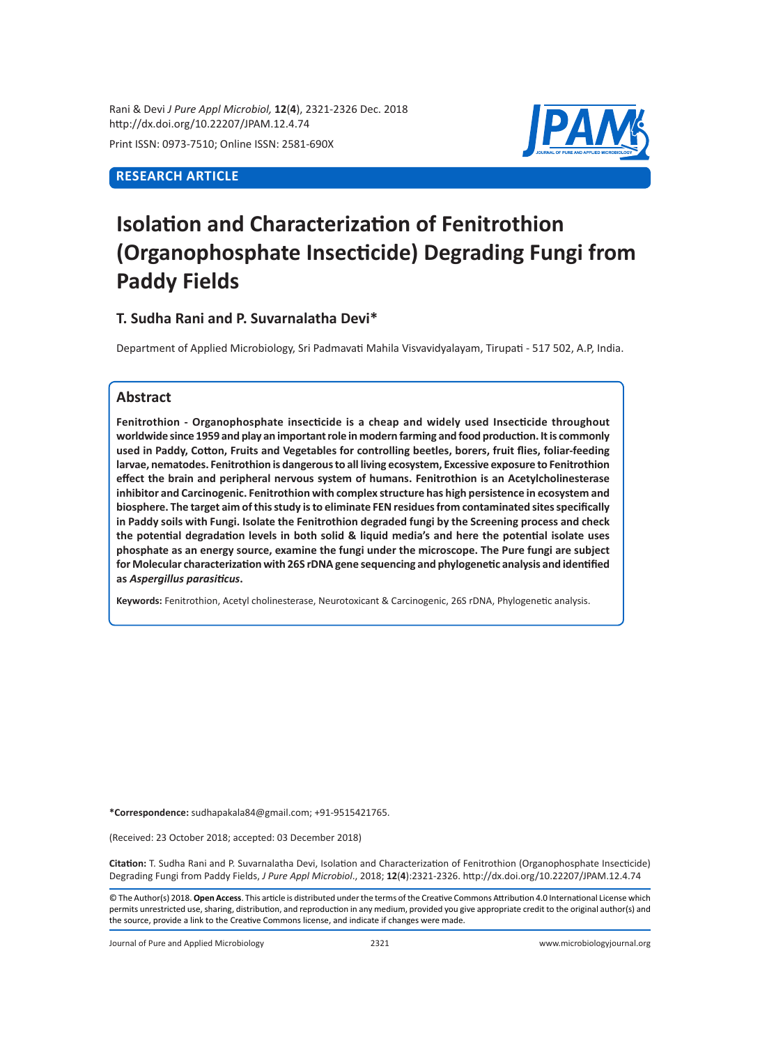**RESEARCH ARTICLE**

# Isolation and Characterization of Fenitrothion (Organophosphate Insecticide) Degrading Fungi from Paddy Fields

**T. Sudha Rani and P. Suvarnalatha Devi***

Department of Applied Microbiology, Sri Padmavati Mahila Visvavidyalayam, Tirupati - 517 502, A.P, India.

## Abstract

**Fenitrothion - Organophosphate insecticide is a cheap and widely used Insecticide throughout worldwide since 1959 and play an important role in modern farming and food production. It is commonly used in Paddy, Cotton, Fruits and Vegetables for controlling beetles, borers, fruit flies, foliar-feeding larvae, nematodes. Fenitrothion is dangerous to all living ecosystem, Excessive exposure to Fenitrothion effect the brain and peripheral nervous system of humans. Fenitrothion is an Acetylcholinesterase inhibitor and Carcinogenic. Fenitrothion with complex structure has high persistence in ecosystem and biosphere. The target aim of this study is to eliminate FEN residues from contaminated sites specifically in Paddy soils with Fungi. Isolate the Fenitrothion degraded fungi by the Screening process and check the potential degradation levels in both solid & liquid media's and here the potential isolate uses phosphate as an energy source, examine the fungi under the microscope. The Pure fungi are subject for Molecular characterization with 26S rDNA gene sequencing and phylogenetic analysis and identified as *Aspergillus parasiticus*.**

**Keywords:** Fenitrothion, Acetyl cholinesterase, Neurotoxicant & Carcinogenic, 26S rDNA, Phylogenetic analysis.

**\*Correspondence:** sudhapakala84@gmail.com; +91-9515421765.

(Received: 23 October 2018; accepted: 03 December 2018)

**Citation:** T. Sudha Rani and P. Suvarnalatha Devi, Isolation and Characterization of Fenitrothion (Organophosphate Insecticide) Degrading Fungi from Paddy Fields, *J Pure Appl Microbiol*., 2018; **12**(**4**):2321-2326. http://dx.doi.org/10.22207/JPAM.12.4.74

© The Author(s) 2018. **Open Access**. This article is distributed under the terms of the Creative Commons Attribution 4.0 International License which permits unrestricted use, sharing, distribution, and reproduction in any medium, provided you give appropriate credit to the original author(s) and the source, provide a link to the Creative Commons license, and indicate if changes were made.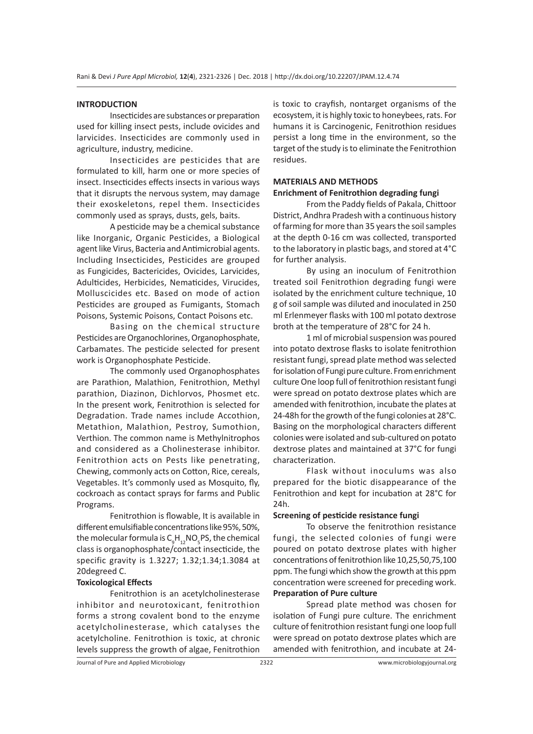## INTRODUCTION

Insecticides are substances or preparation used for killing insect pests, include ovicides and larvicides. Insecticides are commonly used in agriculture, industry, medicine.

Insecticides are pesticides that are formulated to kill, harm one or more species of insect. Insecticides effects insects in various ways that it disrupts the nervous system, may damage their exoskeletons, repel them. Insecticides commonly used as sprays, dusts, gels, baits.

A pesticide may be a chemical substance like Inorganic, Organic Pesticides, a Biological agent like Virus, Bacteria and Antimicrobial agents. Including Insecticides, Pesticides are grouped as Fungicides, Bactericides, Ovicides, Larvicides, Adulticides, Herbicides, Nematicides, Virucides, Molluscicides etc. Based on mode of action Pesticides are grouped as Fumigants, Stomach Poisons, Systemic Poisons, Contact Poisons etc.

Basing on the chemical structure Pesticides are Organochlorines, Organophosphate, Carbamates. The pesticide selected for present work is Organophosphate Pesticide.

The commonly used Organophosphates are Parathion, Malathion, Fenitrothion, Methyl parathion, Diazinon, Dichlorvos, Phosmet etc. In the present work, Fenitrothion is selected for Degradation. Trade names include Accothion, Metathion, Malathion, Pestroy, Sumothion, Verthion. The common name is Methylnitrophos and considered as a Cholinesterase inhibitor. Fenitrothion acts on Pests like penetrating, Chewing, commonly acts on Cotton, Rice, cereals, Vegetables. It's commonly used as Mosquito, fly, cockroach as contact sprays for farms and Public Programs.

Fenitrothion is flowable, It is available in different emulsifiable concentrations like 95%, 50%, the molecular formula is $C_9H_{12}NO_5PS$, the chemical class is organophosphate/contact insecticide, the specific gravity is 1.3227; 1.32;1.34;1.3084 at 20degreed C.

### Toxicological Effects

Fenitrothion is an acetylcholinesterase inhibitor and neurotoxicant, fenitrothion forms a strong covalent bond to the enzyme acetylcholinesterase, which catalyses the acetylcholine. Fenitrothion is toxic, at chronic levels suppress the growth of algae, Fenitrothion is toxic to crayfish, nontarget organisms of the ecosystem, it is highly toxic to honeybees, rats. For humans it is Carcinogenic, Fenitrothion residues persist a long time in the environment, so the target of the study is to eliminate the Fenitrothion residues.

## MATERIALS AND METHODS

### Enrichment of Fenitrothion degrading fungi

From the Paddy fields of Pakala, Chittoor District, Andhra Pradesh with a continuous history of farming for more than 35 years the soil samples at the depth 0-16 cm was collected, transported to the laboratory in plastic bags, and stored at 4°C for further analysis.

By using an inoculum of Fenitrothion treated soil Fenitrothion degrading fungi were isolated by the enrichment culture technique, 10 g of soil sample was diluted and inoculated in 250 ml Erlenmeyer flasks with 100 ml potato dextrose broth at the temperature of 28°C for 24 h.

1 ml of microbial suspension was poured into potato dextrose flasks to isolate fenitrothion resistant fungi, spread plate method was selected for isolation of Fungi pure culture. From enrichment culture One loop full of fenitrothion resistant fungi were spread on potato dextrose plates which are amended with fenitrothion, incubate the plates at 24-48h for the growth of the fungi colonies at 28°C. Basing on the morphological characters different colonies were isolated and sub-cultured on potato dextrose plates and maintained at 37°C for fungi characterization.

Flask without inoculums was also prepared for the biotic disappearance of the Fenitrothion and kept for incubation at 28°C for 24h.

### Screening of pesticide resistance fungi

To observe the fenitrothion resistance fungi, the selected colonies of fungi were poured on potato dextrose plates with higher concentrations of fenitrothion like 10,25,50,75,100 ppm. The fungi which show the growth at this ppm concentration were screened for preceding work.

### Preparation of Pure culture

Spread plate method was chosen for isolation of Fungi pure culture. The enrichment culture of fenitrothion resistant fungi one loop full were spread on potato dextrose plates which are amended with fenitrothion, and incubate at 24-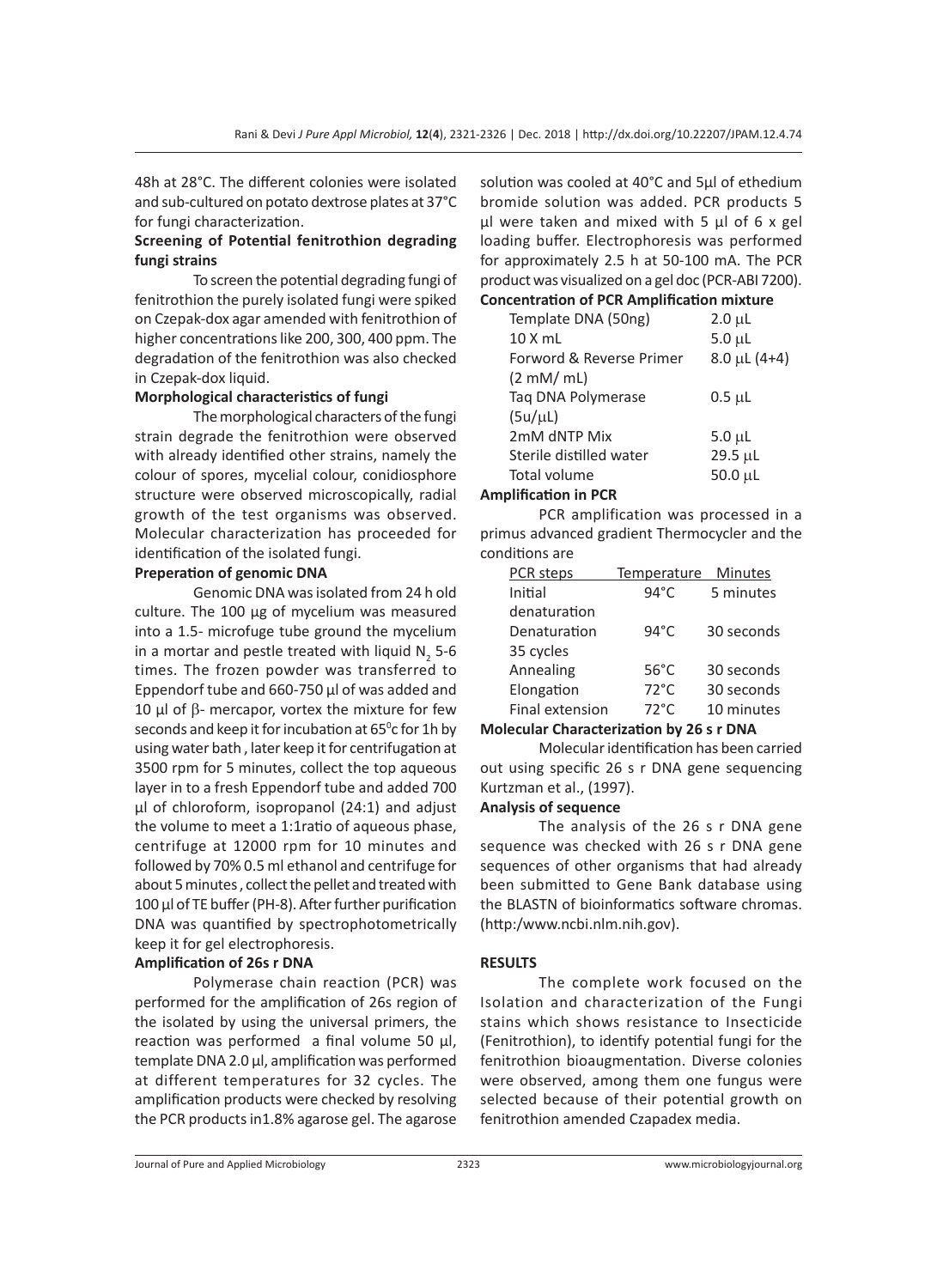48h at 28°C. The different colonies were isolated and sub-cultured on potato dextrose plates at 37°C for fungi characterization.

**Screening of Potential fenitrothion degrading fungi strains**

To screen the potential degrading fungi of fenitrothion the purely isolated fungi were spiked on Czepak-dox agar amended with fenitrothion of higher concentrations like 200, 300, 400 ppm. The degradation of the fenitrothion was also checked in Czepak-dox liquid.

**Morphological characteristics of fungi**

The morphological characters of the fungi strain degrade the fenitrothion were observed with already identified other strains, namely the colour of spores, mycelial colour, conidiosphore structure were observed microscopically, radial growth of the test organisms was observed. Molecular characterization has proceeded for identification of the isolated fungi.

**Preperation of genomic DNA**

Genomic DNA was isolated from 24 h old culture. The 100 µg of mycelium was measured into a 1.5- microfuge tube ground the mycelium in a mortar and pestle treated with liquid $N_2$ 5-6 times. The frozen powder was transferred to Eppendorf tube and 660-750 µl of was added and 10 µl of β- mercapor, vortex the mixture for few seconds and keep it for incubation at 65°c for 1h by using water bath , later keep it for centrifugation at 3500 rpm for 5 minutes, collect the top aqueous layer in to a fresh Eppendorf tube and added 700 µl of chloroform, isopropanol (24:1) and adjust the volume to meet a 1:1ratio of aqueous phase, centrifuge at 12000 rpm for 10 minutes and followed by 70% 0.5 ml ethanol and centrifuge for about 5 minutes , collect the pellet and treated with 100 µl of TE buffer (PH-8). After further purification DNA was quantified by spectrophotometrically keep it for gel electrophoresis.

**Amplification of 26s r DNA**

Polymerase chain reaction (PCR) was performed for the amplification of 26s region of the isolated by using the universal primers, the reaction was performed a final volume 50 µl, template DNA 2.0 µl, amplification was performed at different temperatures for 32 cycles. The amplification products were checked by resolving the PCR products in1.8% agarose gel. The agarose solution was cooled at 40°C and 5µl of ethedium bromide solution was added. PCR products 5 µl were taken and mixed with 5 µl of 6 x gel loading buffer. Electrophoresis was performed for approximately 2.5 h at 50-100 mA. The PCR product was visualized on a gel doc (PCR-ABI 7200).

**Concentration of PCR Amplification mixture**

| | |
|---|---|
| Template DNA (50ng) | 2.0 µL |
| 10 X mL | 5.0 µL |
| Forword & Reverse Primer (2 mM/ mL) | 8.0 µL (4+4) |
| Taq DNA Polymerase (5u/µL) | 0.5 µL |
| 2mM dNTP Mix | 5.0 µL |
| Sterile distilled water | 29.5 µL |
| Total volume | 50.0 µL |

**Amplification in PCR**

PCR amplification was processed in a primus advanced gradient Thermocycler and the conditions are

| PCR steps | Temperature | Minutes |
|---|---|---|
| Initial denaturation | 94°C | 5 minutes |
| Denaturation 35 cycles | 94°C | 30 seconds |
| Annealing | 56°C | 30 seconds |
| Elongation | 72°C | 30 seconds |
| Final extension | 72°C | 10 minutes |

**Molecular Characterization by 26 s r DNA**

Molecular identification has been carried out using specific 26 s r DNA gene sequencing Kurtzman et al., (1997).

**Analysis of sequence**

The analysis of the 26 s r DNA gene sequence was checked with 26 s r DNA gene sequences of other organisms that had already been submitted to Gene Bank database using the BLASTN of bioinformatics software chromas. (http:/www.ncbi.nlm.nih.gov).

## RESULTS

The complete work focused on the Isolation and characterization of the Fungi stains which shows resistance to Insecticide (Fenitrothion), to identify potential fungi for the fenitrothion bioaugmentation. Diverse colonies were observed, among them one fungus were selected because of their potential growth on fenitrothion amended Czapadex media.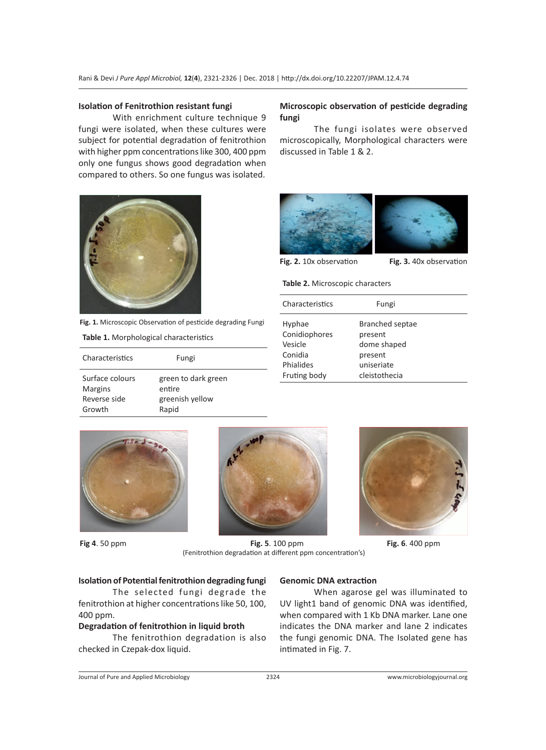### Isolation of Fenitrothion resistant fungi

With enrichment culture technique 9 fungi were isolated, when these cultures were subject for potential degradation of fenitrothion with higher ppm concentrations like 300, 400 ppm only one fungus shows good degradation when compared to others. So one fungus was isolated.

Fig. 1. Microscopic Observation of pesticide degrading Fungi

**Table 1.** Morphological characteristics

| Characteristics | Fungi |
|---|---|
| Surface colours | green to dark green |
| Margins | entire |
| Reverse side | greenish yellow |
| Growth | Rapid |

### Microscopic observation of pesticide degrading fungi

The fungi isolates were observed microscopically, Morphological characters were discussed in Table 1 & 2.

**Fig. 2.** 10x observation

**Fig. 3.** 40x observation

**Table 2.** Microscopic characters

| Characteristics | Fungi |
|---|---|
| Hyphae | Branched septae |
| Conidiophores | present |
| Vesicle | dome shaped |
| Conidia | present |
| Phialides | uniseriate |
| Fruting body | cleistothecia |

**Fig 4**. 50 ppm

**Fig. 5**. 100 ppm

**Fig. 6**. 400 ppm

(Fenitrothion degradation at different ppm concentration's)

### Isolation of Potential fenitrothion degrading fungi

The selected fungi degrade the fenitrothion at higher concentrations like 50, 100, 400 ppm.

### Degradation of fenitrothion in liquid broth

The fenitrothion degradation is also checked in Czepak-dox liquid.

### Genomic DNA extraction

When agarose gel was illuminated to UV light1 band of genomic DNA was identified, when compared with 1 Kb DNA marker. Lane one indicates the DNA marker and lane 2 indicates the fungi genomic DNA. The Isolated gene has intimated in Fig. 7.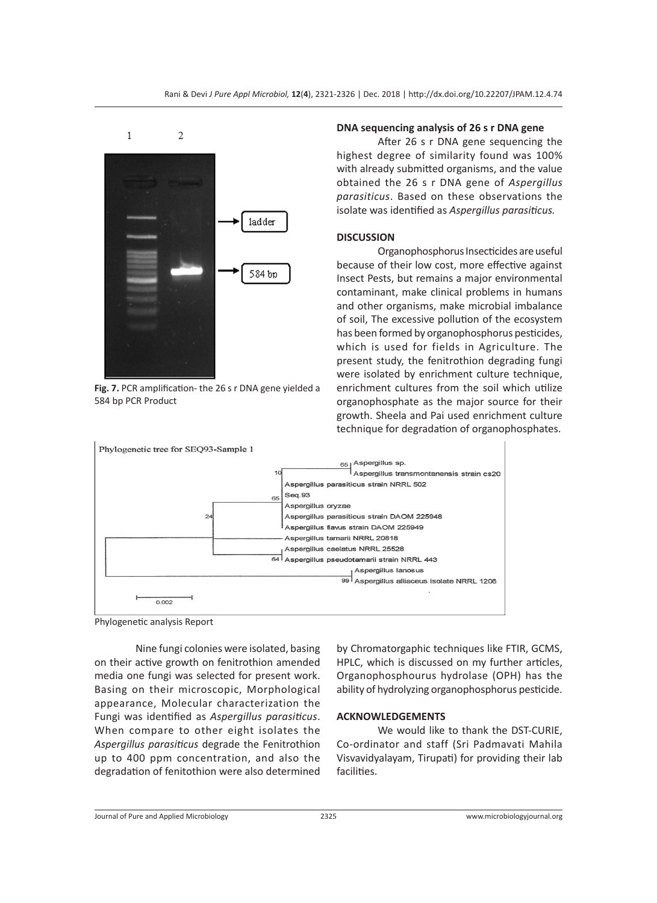Fig. 7. PCR amplification- the 26 s r DNA gene yielded a 584 bp PCR Product

### DNA sequencing analysis of 26 s r DNA gene

After 26 s r DNA gene sequencing the highest degree of similarity found was 100% with already submitted organisms, and the value obtained the 26 s r DNA gene of *Aspergillus parasiticus*. Based on these observations the isolate was identified as *Aspergillus parasiticus.*

## DISCUSSION

Organophosphorus Insecticides are useful because of their low cost, more effective against Insect Pests, but remains a major environmental contaminant, make clinical problems in humans and other organisms, make microbial imbalance of soil, The excessive pollution of the ecosystem has been formed by organophosphorus pesticides, which is used for fields in Agriculture. The present study, the fenitrothion degrading fungi were isolated by enrichment culture technique, enrichment cultures from the soil which utilize organophosphate as the major source for their growth. Sheela and Pai used enrichment culture technique for degradation of organophosphates.

Phylogenetic analysis Report

Nine fungi colonies were isolated, basing on their active growth on fenitrothion amended media one fungi was selected for present work. Basing on their microscopic, Morphological appearance, Molecular characterization the Fungi was identified as *Aspergillus parasiticus*. When compare to other eight isolates the *Aspergillus parasiticus* degrade the Fenitrothion up to 400 ppm concentration, and also the degradation of fenitothion were also determined by Chromatorgaphic techniques like FTIR, GCMS, HPLC, which is discussed on my further articles, Organophosphourus hydrolase (OPH) has the ability of hydrolyzing organophosphorus pesticide.

## ACKNOWLEDGEMENTS

We would like to thank the DST-CURIE, Co-ordinator and staff (Sri Padmavati Mahila Visvavidyalayam, Tirupati) for providing their lab facilities.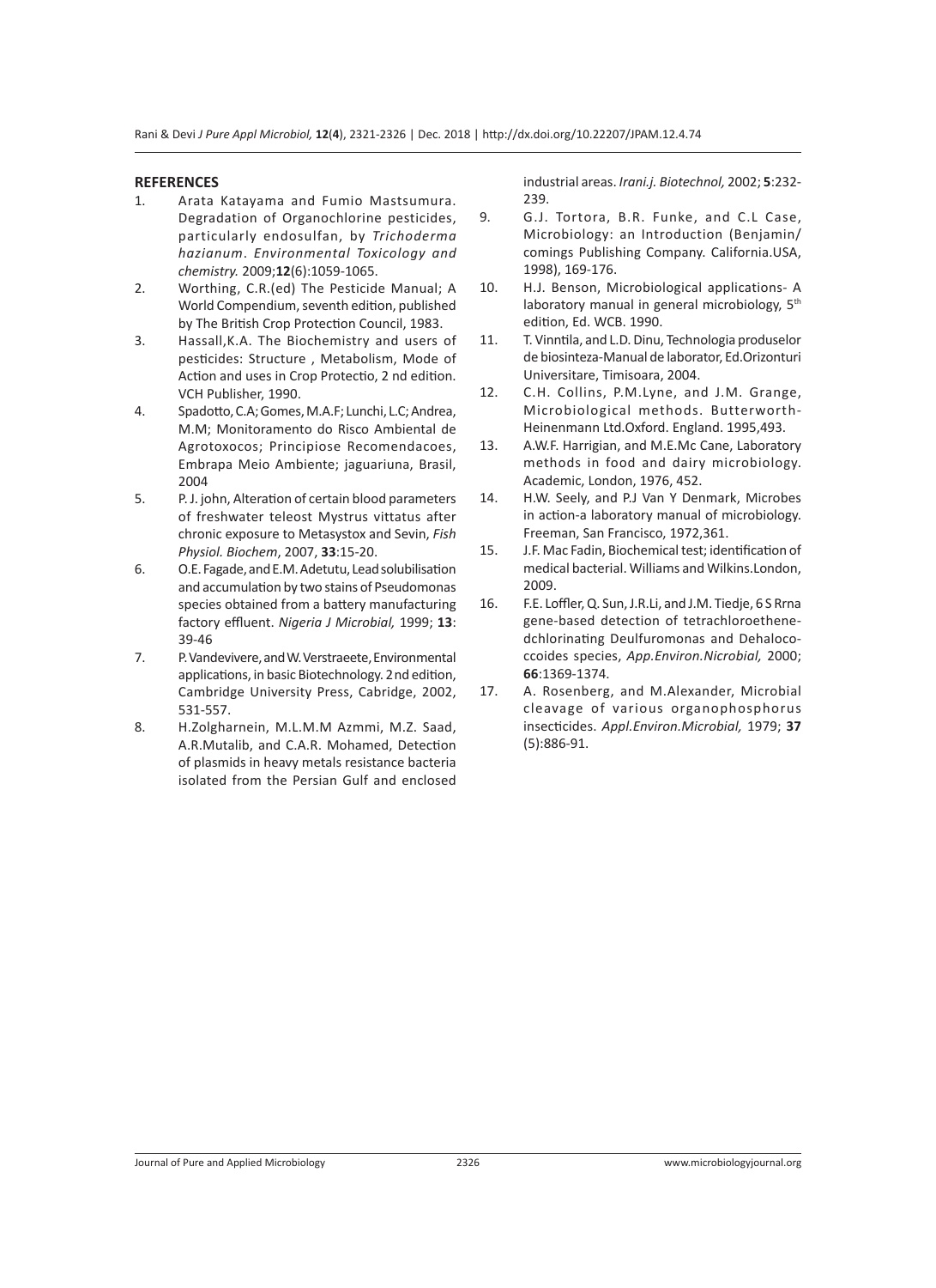## REFERENCES

1. Arata Katayama and Fumio Mastsumura. Degradation of Organochlorine pesticides, particularly endosulfan, by *Trichoderma hazianum*. *Environmental Toxicology and chemistry.* 2009;**12**(6):1059-1065.
2. Worthing, C.R.(ed) The Pesticide Manual; A World Compendium, seventh edition, published by The British Crop Protection Council, 1983.
3. Hassall,K.A. The Biochemistry and users of pesticides: Structure , Metabolism, Mode of Action and uses in Crop Protectio, 2 nd edition. VCH Publisher, 1990.
4. Spadotto, C.A; Gomes, M.A.F; Lunchi, L.C; Andrea, M.M; Monitoramento do Risco Ambiental de Agrotoxocos; Principiose Recomendacoes, Embrapa Meio Ambiente; jaguariuna, Brasil, 2004
5. P. J. john, Alteration of certain blood parameters of freshwater teleost Mystrus vittatus after chronic exposure to Metasystox and Sevin, *Fish Physiol. Biochem*, 2007, **33**:15-20.
6. O.E. Fagade, and E.M. Adetutu, Lead solubilisation and accumulation by two stains of Pseudomonas species obtained from a battery manufacturing factory effluent. *Nigeria J Microbial,* 1999; **13**: 39-46
7. P. Vandevivere, and W. Verstraeete, Environmental applications, in basic Biotechnology. 2nd edition, Cambridge University Press, Cabridge, 2002, 531-557.
8. H.Zolgharnein, M.L.M.M Azmmi, M.Z. Saad, A.R.Mutalib, and C.A.R. Mohamed, Detection of plasmids in heavy metals resistance bacteria isolated from the Persian Gulf and enclosed industrial areas. *Irani.j. Biotechnol,* 2002; **5**:232-239.
9. G.J. Tortora, B.R. Funke, and C.L Case, Microbiology: an Introduction (Benjamin/ comings Publishing Company. California.USA, 1998), 169-176.
10. H.J. Benson, Microbiological applications- A laboratory manual in general microbiology, 5th edition, Ed. WCB. 1990.
11. T. Vinntila, and L.D. Dinu, Technologia produselor de biosinteza-Manual de laborator, Ed.Orizonturi Universitare, Timisoara, 2004.
12. C.H. Collins, P.M.Lyne, and J.M. Grange, Microbiological methods. Butterworth-Heinenmann Ltd.Oxford. England. 1995,493.
13. A.W.F. Harrigian, and M.E.Mc Cane, Laboratory methods in food and dairy microbiology. Academic, London, 1976, 452.
14. H.W. Seely, and P.J Van Y Denmark, Microbes in action-a laboratory manual of microbiology. Freeman, San Francisco, 1972,361.
15. J.F. Mac Fadin, Biochemical test; identification of medical bacterial. Williams and Wilkins.London, 2009.
16. F.E. Loffler, Q. Sun, J.R.Li, and J.M. Tiedje, 6 S Rrna gene-based detection of tetrachloroethene-dchlorinating Deulfuromonas and Dehalococcoides species, *App.Environ.Nicrobial,* 2000; **66**:1369-1374.
17. A. Rosenberg, and M.Alexander, Microbial cleavage of various organophosphorus insecticides. *Appl.Environ.Microbial,* 1979; **37** (5):886-91.